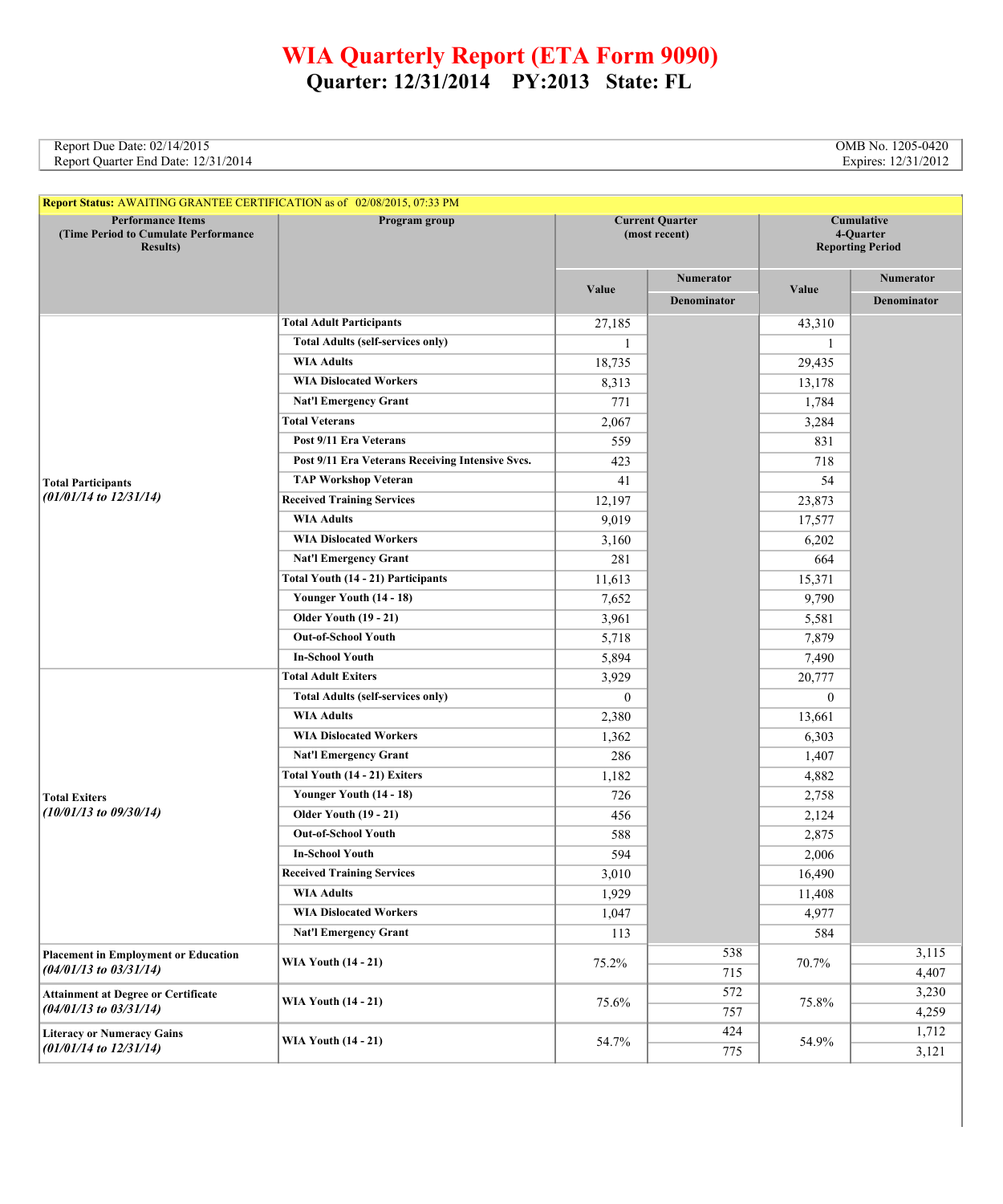# WIA Quarterly Report (ETA Form 9090)

## Quarter: 12/31/2014 PY:2013 State: FL

Report Due Date: 02/14/2015
Report Quarter End Date: 12/31/2014

OMB No. 1205-0420
Expires: 12/31/2012

**Report Status:** AWAITING GRANTEE CERTIFICATION as of 02/08/2015, 07:33 PM

| Performance Items (Time Period to Cumulate Performance Results) | Program group | Current Quarter (most recent) Value | Current Quarter Numerator / Denominator | Cumulative 4-Quarter Reporting Period Value | Cumulative 4-Quarter Numerator / Denominator |
|---|---|---|---|---|---|
| **Total Participants** *(01/01/14 to 12/31/14)* | **Total Adult Participants** | 27,185 | | 43,310 | |
| | Total Adults (self-services only) | 1 | | 1 | |
| | WIA Adults | 18,735 | | 29,435 | |
| | WIA Dislocated Workers | 8,313 | | 13,178 | |
| | Nat'l Emergency Grant | 771 | | 1,784 | |
| | **Total Veterans** | 2,067 | | 3,284 | |
| | Post 9/11 Era Veterans | 559 | | 831 | |
| | Post 9/11 Era Veterans Receiving Intensive Svcs. | 423 | | 718 | |
| | TAP Workshop Veteran | 41 | | 54 | |
| | **Received Training Services** | 12,197 | | 23,873 | |
| | WIA Adults | 9,019 | | 17,577 | |
| | WIA Dislocated Workers | 3,160 | | 6,202 | |
| | Nat'l Emergency Grant | 281 | | 664 | |
| | **Total Youth (14 - 21) Participants** | 11,613 | | 15,371 | |
| | Younger Youth (14 - 18) | 7,652 | | 9,790 | |
| | Older Youth (19 - 21) | 3,961 | | 5,581 | |
| | Out-of-School Youth | 5,718 | | 7,879 | |
| | In-School Youth | 5,894 | | 7,490 | |
| **Total Exiters** *(10/01/13 to 09/30/14)* | **Total Adult Exiters** | 3,929 | | 20,777 | |
| | Total Adults (self-services only) | 0 | | 0 | |
| | WIA Adults | 2,380 | | 13,661 | |
| | WIA Dislocated Workers | 1,362 | | 6,303 | |
| | Nat'l Emergency Grant | 286 | | 1,407 | |
| | **Total Youth (14 - 21) Exiters** | 1,182 | | 4,882 | |
| | Younger Youth (14 - 18) | 726 | | 2,758 | |
| | Older Youth (19 - 21) | 456 | | 2,124 | |
| | Out-of-School Youth | 588 | | 2,875 | |
| | In-School Youth | 594 | | 2,006 | |
| | **Received Training Services** | 3,010 | | 16,490 | |
| | WIA Adults | 1,929 | | 11,408 | |
| | WIA Dislocated Workers | 1,047 | | 4,977 | |
| | Nat'l Emergency Grant | 113 | | 584 | |
| **Placement in Employment or Education** *(04/01/13 to 03/31/14)* | WIA Youth (14 - 21) | 75.2% | 538 / 715 | 70.7% | 3,115 / 4,407 |
| **Attainment at Degree or Certificate** *(04/01/13 to 03/31/14)* | WIA Youth (14 - 21) | 75.6% | 572 / 757 | 75.8% | 3,230 / 4,259 |
| **Literacy or Numeracy Gains** *(01/01/14 to 12/31/14)* | WIA Youth (14 - 21) | 54.7% | 424 / 775 | 54.9% | 1,712 / 3,121 |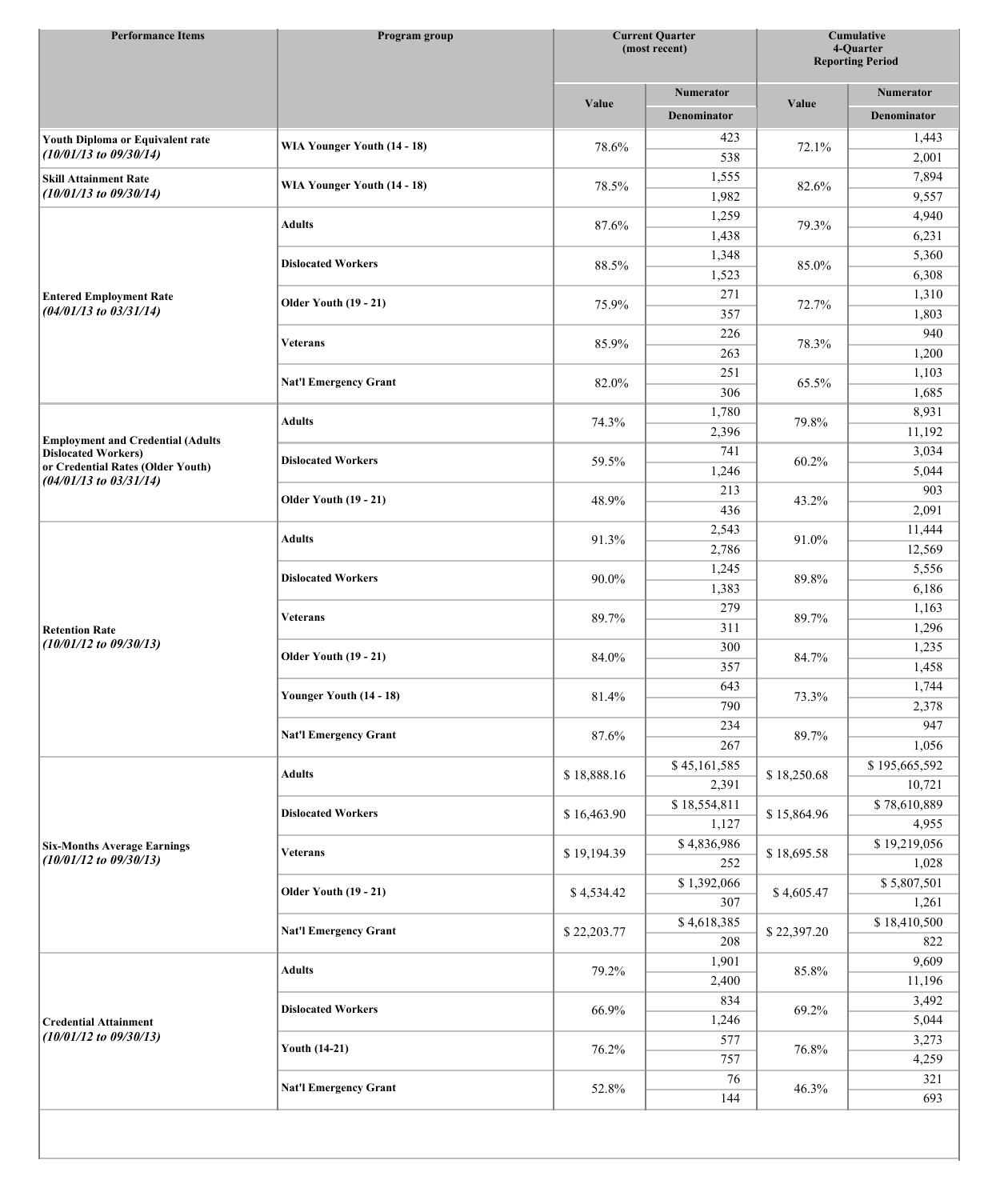| Performance Items | Program group | Current Quarter (most recent) | | Cumulative 4-Quarter Reporting Period | |
|---|---|---|---|---|---|
| | | Value | Numerator / Denominator | Value | Numerator / Denominator |
| **Youth Diploma or Equivalent rate** *(10/01/13 to 09/30/14)* | WIA Younger Youth (14 - 18) | 78.6% | 423 / 538 | 72.1% | 1,443 / 2,001 |
| **Skill Attainment Rate** *(10/01/13 to 09/30/14)* | WIA Younger Youth (14 - 18) | 78.5% | 1,555 / 1,982 | 82.6% | 7,894 / 9,557 |
| **Entered Employment Rate** *(04/01/13 to 03/31/14)* | Adults | 87.6% | 1,259 / 1,438 | 79.3% | 4,940 / 6,231 |
| | Dislocated Workers | 88.5% | 1,348 / 1,523 | 85.0% | 5,360 / 6,308 |
| | Older Youth (19 - 21) | 75.9% | 271 / 357 | 72.7% | 1,310 / 1,803 |
| | Veterans | 85.9% | 226 / 263 | 78.3% | 940 / 1,200 |
| | Nat'l Emergency Grant | 82.0% | 251 / 306 | 65.5% | 1,103 / 1,685 |
| **Employment and Credential (Adults Dislocated Workers) or Credential Rates (Older Youth)** *(04/01/13 to 03/31/14)* | Adults | 74.3% | 1,780 / 2,396 | 79.8% | 8,931 / 11,192 |
| | Dislocated Workers | 59.5% | 741 / 1,246 | 60.2% | 3,034 / 5,044 |
| | Older Youth (19 - 21) | 48.9% | 213 / 436 | 43.2% | 903 / 2,091 |
| **Retention Rate** *(10/01/12 to 09/30/13)* | Adults | 91.3% | 2,543 / 2,786 | 91.0% | 11,444 / 12,569 |
| | Dislocated Workers | 90.0% | 1,245 / 1,383 | 89.8% | 5,556 / 6,186 |
| | Veterans | 89.7% | 279 / 311 | 89.7% | 1,163 / 1,296 |
| | Older Youth (19 - 21) | 84.0% | 300 / 357 | 84.7% | 1,235 / 1,458 |
| | Younger Youth (14 - 18) | 81.4% | 643 / 790 | 73.3% | 1,744 / 2,378 |
| | Nat'l Emergency Grant | 87.6% | 234 / 267 | 89.7% | 947 / 1,056 |
| **Six-Months Average Earnings** *(10/01/12 to 09/30/13)* | Adults | $ 18,888.16 | $ 45,161,585 / 2,391 | $ 18,250.68 | $ 195,665,592 / 10,721 |
| | Dislocated Workers | $ 16,463.90 | $ 18,554,811 / 1,127 | $ 15,864.96 | $ 78,610,889 / 4,955 |
| | Veterans | $ 19,194.39 | $ 4,836,986 / 252 | $ 18,695.58 | $ 19,219,056 / 1,028 |
| | Older Youth (19 - 21) | $ 4,534.42 | $ 1,392,066 / 307 | $ 4,605.47 | $ 5,807,501 / 1,261 |
| | Nat'l Emergency Grant | $ 22,203.77 | $ 4,618,385 / 208 | $ 22,397.20 | $ 18,410,500 / 822 |
| **Credential Attainment** *(10/01/12 to 09/30/13)* | Adults | 79.2% | 1,901 / 2,400 | 85.8% | 9,609 / 11,196 |
| | Dislocated Workers | 66.9% | 834 / 1,246 | 69.2% | 3,492 / 5,044 |
| | Youth (14-21) | 76.2% | 577 / 757 | 76.8% | 3,273 / 4,259 |
| | Nat'l Emergency Grant | 52.8% | 76 / 144 | 46.3% | 321 / 693 |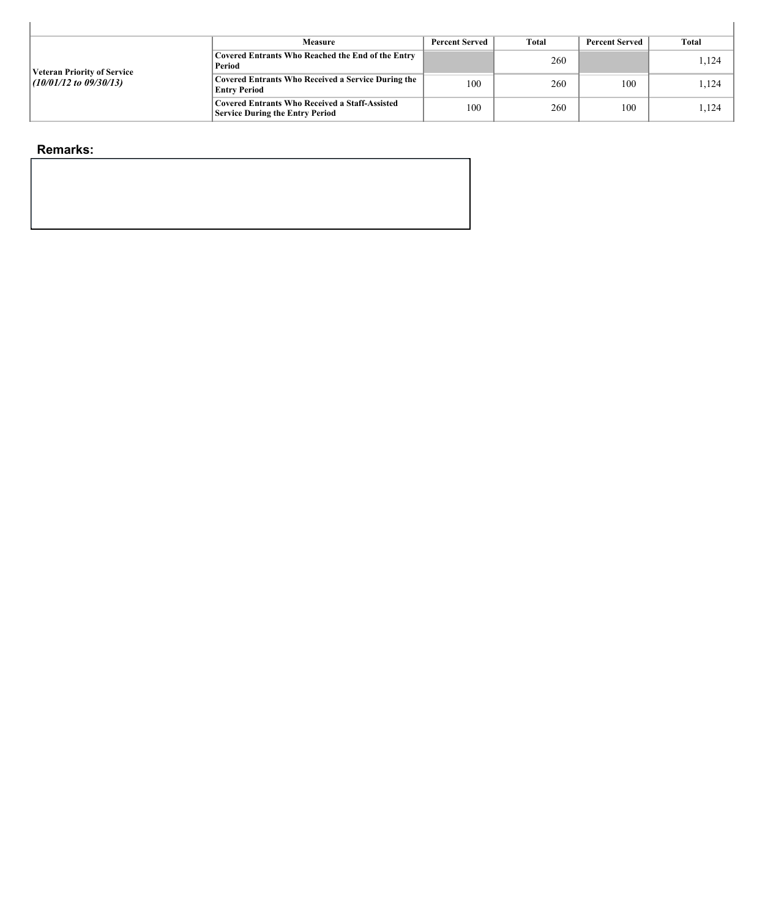| | Measure | Percent Served | Total | Percent Served | Total |
|---|---|---|---|---|---|
| **Veteran Priority of Service** *(10/01/12 to 09/30/13)* | **Covered Entrants Who Reached the End of the Entry Period** | | 260 | | 1,124 |
| | **Covered Entrants Who Received a Service During the Entry Period** | 100 | 260 | 100 | 1,124 |
| | **Covered Entrants Who Received a Staff-Assisted Service During the Entry Period** | 100 | 260 | 100 | 1,124 |

## Remarks: